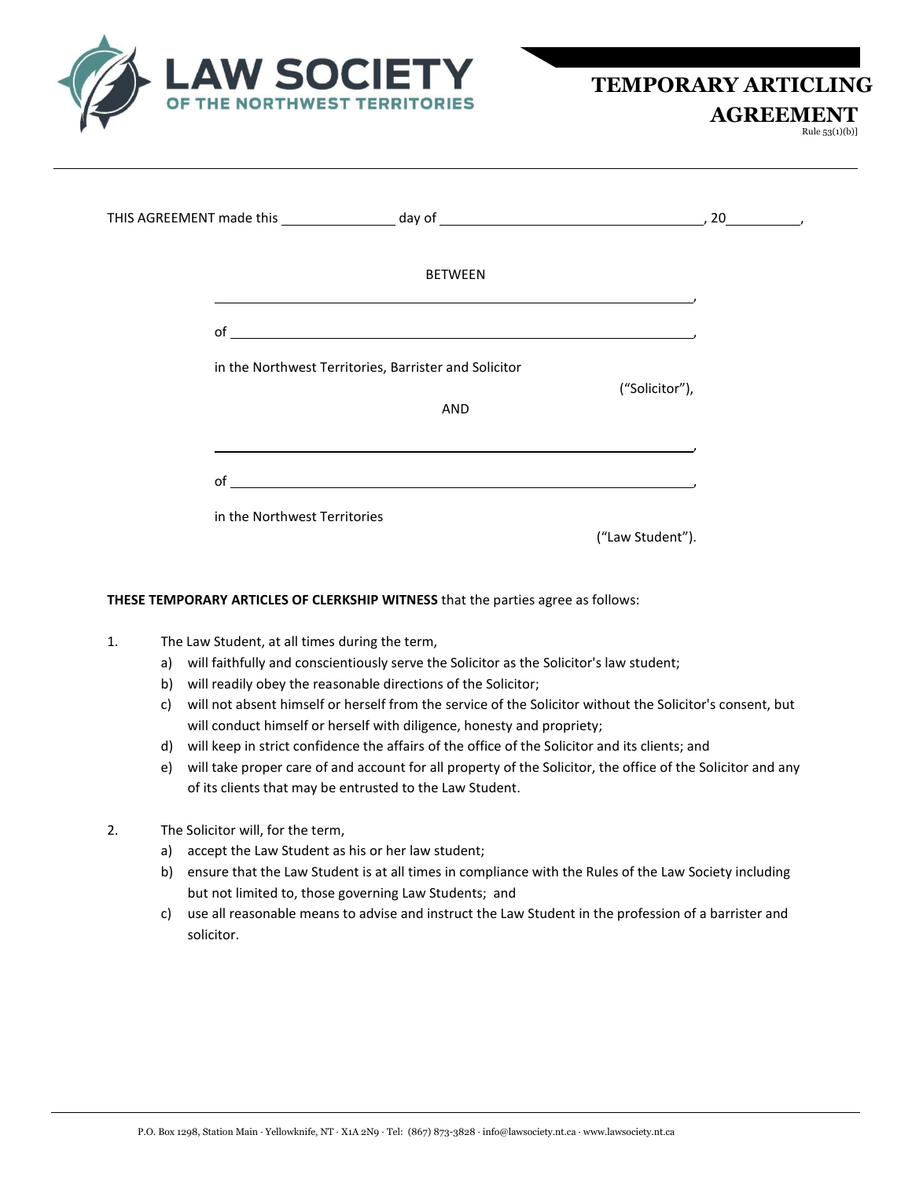LAW SOCIETY OF THE NORTHWEST TERRITORIES

# TEMPORARY ARTICLING AGREEMENT

Rule 53(1)(b)]

THIS AGREEMENT made this ______________ day of ________________________________, 20_________,

BETWEEN

________________________________________________________________,

of ______________________________________________________________,

in the Northwest Territories, Barrister and Solicitor

("Solicitor"),

AND

________________________________________________________________,

of ______________________________________________________________,

in the Northwest Territories

("Law Student").

**THESE TEMPORARY ARTICLES OF CLERKSHIP WITNESS** that the parties agree as follows:

1. The Law Student, at all times during the term,
   a) will faithfully and conscientiously serve the Solicitor as the Solicitor's law student;
   b) will readily obey the reasonable directions of the Solicitor;
   c) will not absent himself or herself from the service of the Solicitor without the Solicitor's consent, but will conduct himself or herself with diligence, honesty and propriety;
   d) will keep in strict confidence the affairs of the office of the Solicitor and its clients; and
   e) will take proper care of and account for all property of the Solicitor, the office of the Solicitor and any of its clients that may be entrusted to the Law Student.

2. The Solicitor will, for the term,
   a) accept the Law Student as his or her law student;
   b) ensure that the Law Student is at all times in compliance with the Rules of the Law Society including but not limited to, those governing Law Students; and
   c) use all reasonable means to advise and instruct the Law Student in the profession of a barrister and solicitor.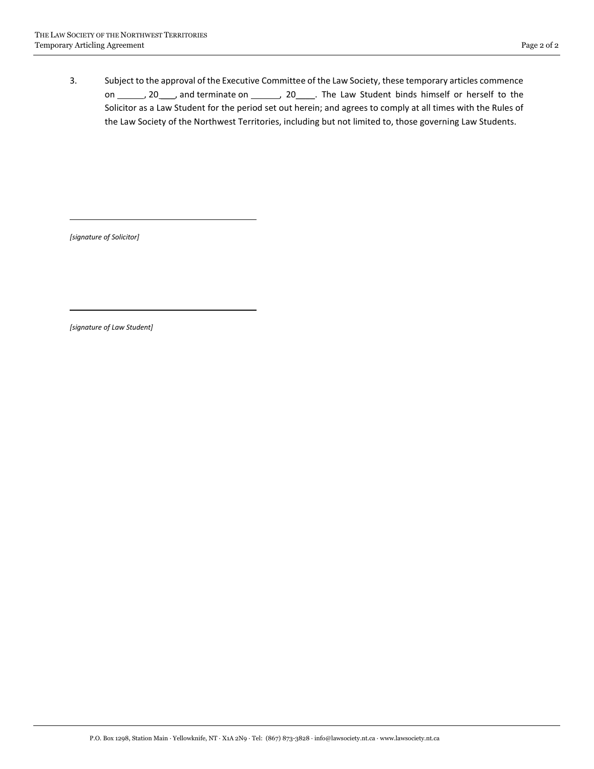3. Subject to the approval of the Executive Committee of the Law Society, these temporary articles commence on ______, 20___, and terminate on ______, 20____. The Law Student binds himself or herself to the Solicitor as a Law Student for the period set out herein; and agrees to comply at all times with the Rules of the Law Society of the Northwest Territories, including but not limited to, those governing Law Students.

______________________________________

*[signature of Solicitor]*

______________________________________

*[signature of Law Student]*